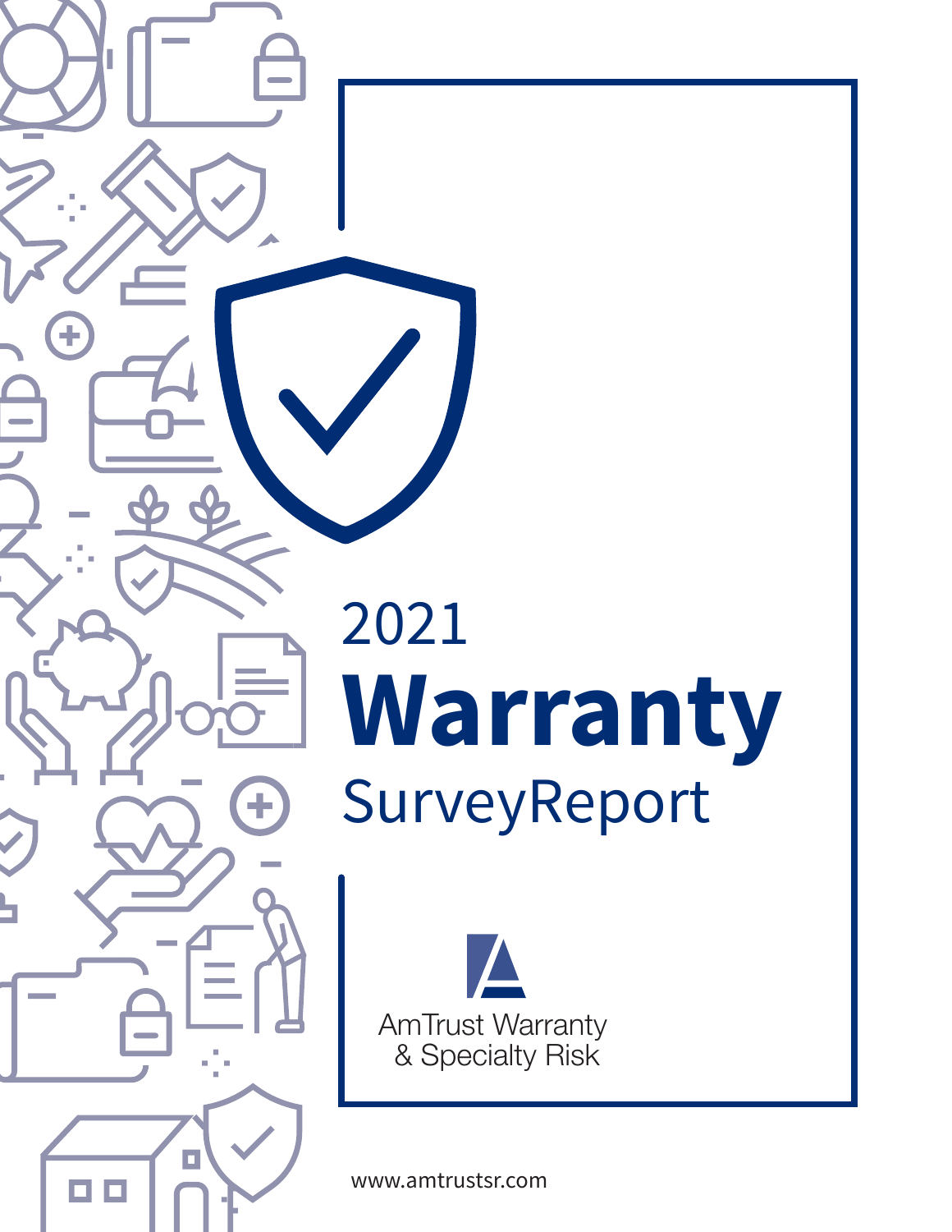# 2021 Warranty SurveyReport

AmTrust Warranty & Specialty Risk

www.amtrustsr.com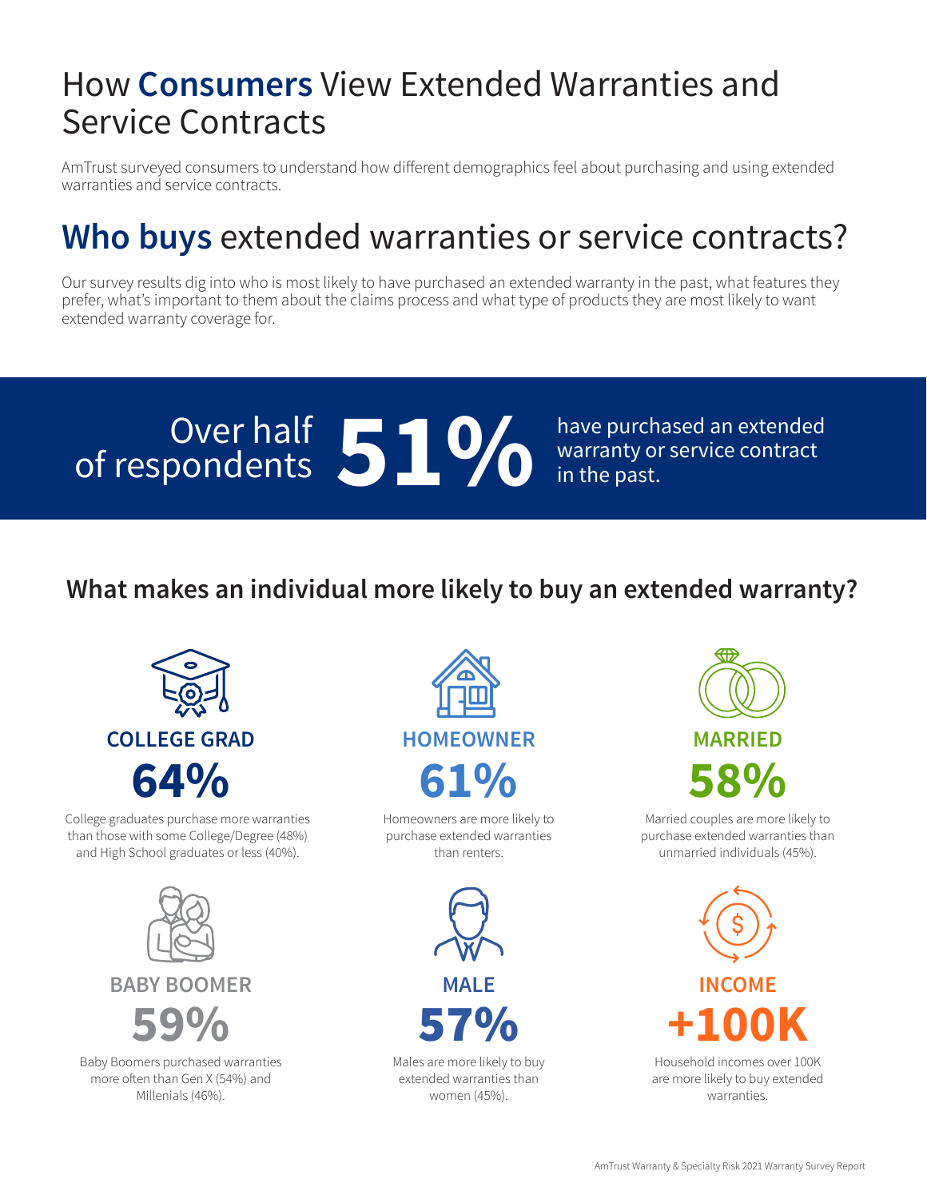# How **Consumers** View Extended Warranties and Service Contracts

AmTrust surveyed consumers to understand how different demographics feel about purchasing and using extended warranties and service contracts.

## **Who buys** extended warranties or service contracts?

Our survey results dig into who is most likely to have purchased an extended warranty in the past, what features they prefer, what's important to them about the claims process and what type of products they are most likely to want extended warranty coverage for.

Over half of respondents **51%** have purchased an extended warranty or service contract in the past.

### What makes an individual more likely to buy an extended warranty?

**COLLEGE GRAD**

**64%**

College graduates purchase more warranties than those with some College/Degree (48%) and High School graduates or less (40%).

**HOMEOWNER**

**61%**

Homeowners are more likely to purchase extended warranties than renters.

**MARRIED**

**58%**

Married couples are more likely to purchase extended warranties than unmarried individuals (45%).

**BABY BOOMER**

**59%**

Baby Boomers purchased warranties more often than Gen X (54%) and Millenials (46%).

**MALE**

**57%**

Males are more likely to buy extended warranties than women (45%).

**INCOME**

**+100K**

Household incomes over 100K are more likely to buy extended warranties.

AmTrust Warranty & Specialty Risk 2021 Warranty Survey Report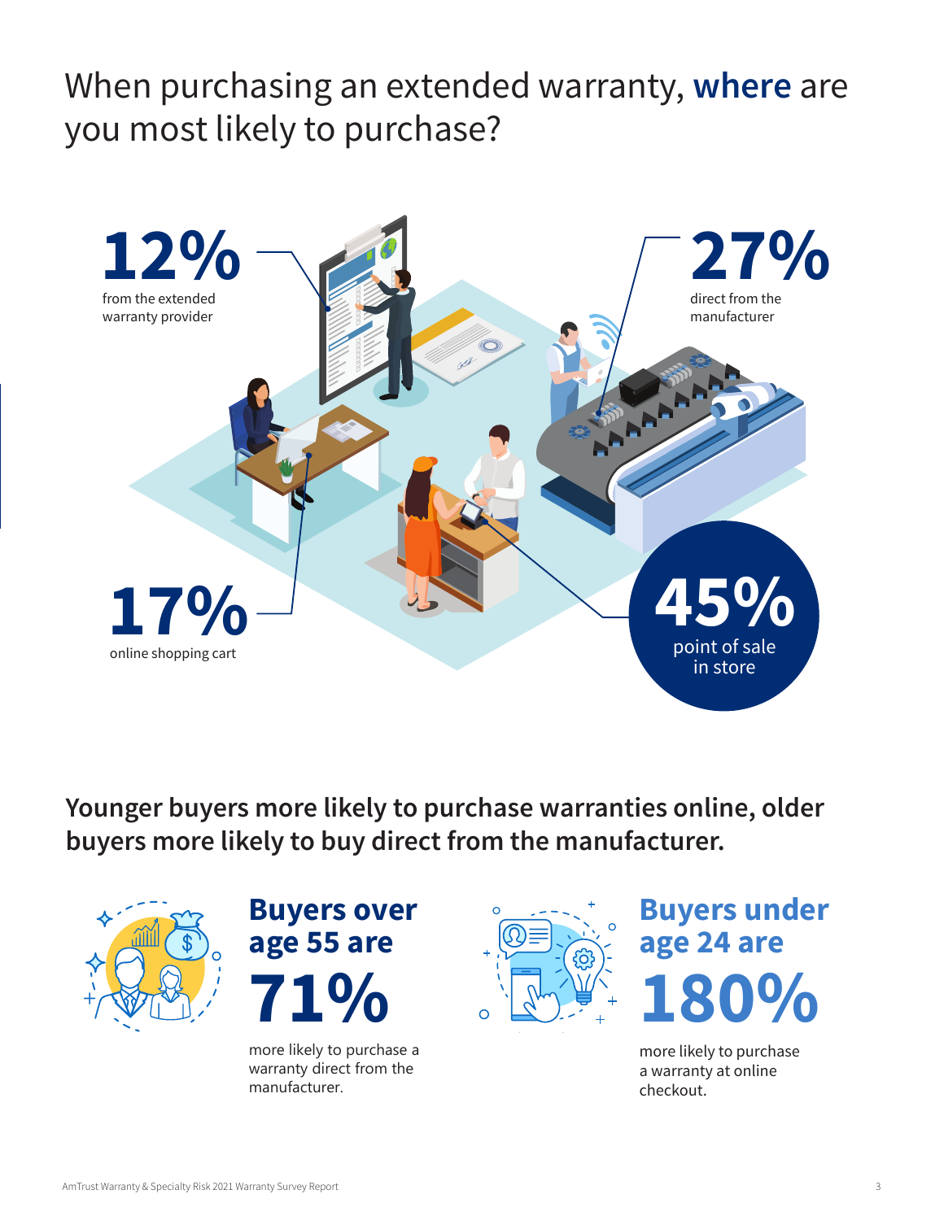# When purchasing an extended warranty, **where** are you most likely to purchase?

**12%** from the extended warranty provider

**27%** direct from the manufacturer

**17%** online shopping cart

**45%** point of sale in store

## Younger buyers more likely to purchase warranties online, older buyers more likely to buy direct from the manufacturer.

**Buyers over age 55 are 71%** more likely to purchase a warranty direct from the manufacturer.

**Buyers under age 24 are 180%** more likely to purchase a warranty at online checkout.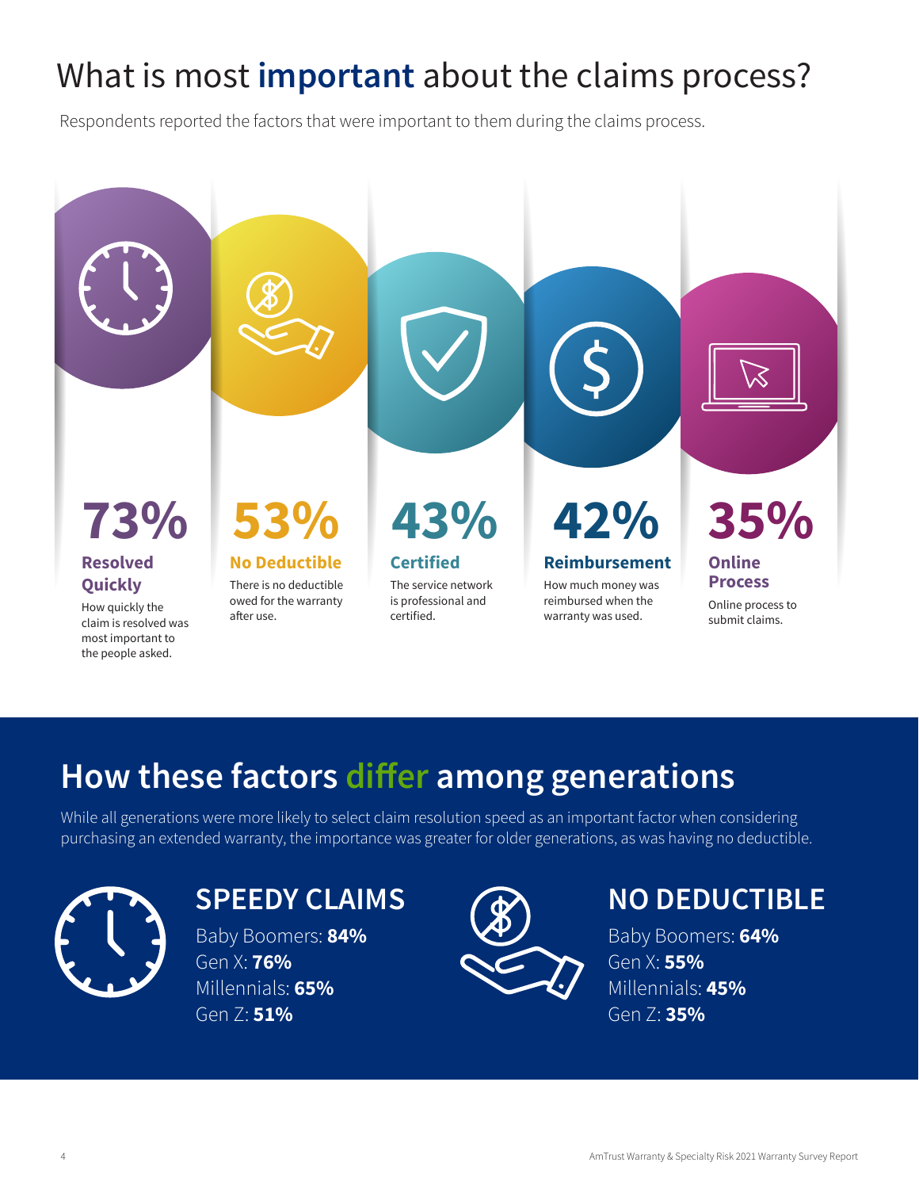# What is most **important** about the claims process?

Respondents reported the factors that were important to them during the claims process.

**73%**

**Resolved Quickly**

How quickly the claim is resolved was most important to the people asked.

**53%**

**No Deductible**

There is no deductible owed for the warranty after use.

**43%**

**Certified**

The service network is professional and certified.

**42%**

**Reimbursement**

How much money was reimbursed when the warranty was used.

**35%**

**Online Process**

Online process to submit claims.

## How these factors differ among generations

While all generations were more likely to select claim resolution speed as an important factor when considering purchasing an extended warranty, the importance was greater for older generations, as was having no deductible.

### SPEEDY CLAIMS

Baby Boomers: **84%**
Gen X: **76%**
Millennials: **65%**
Gen Z: **51%**

### NO DEDUCTIBLE

Baby Boomers: **64%**
Gen X: **55%**
Millennials: **45%**
Gen Z: **35%**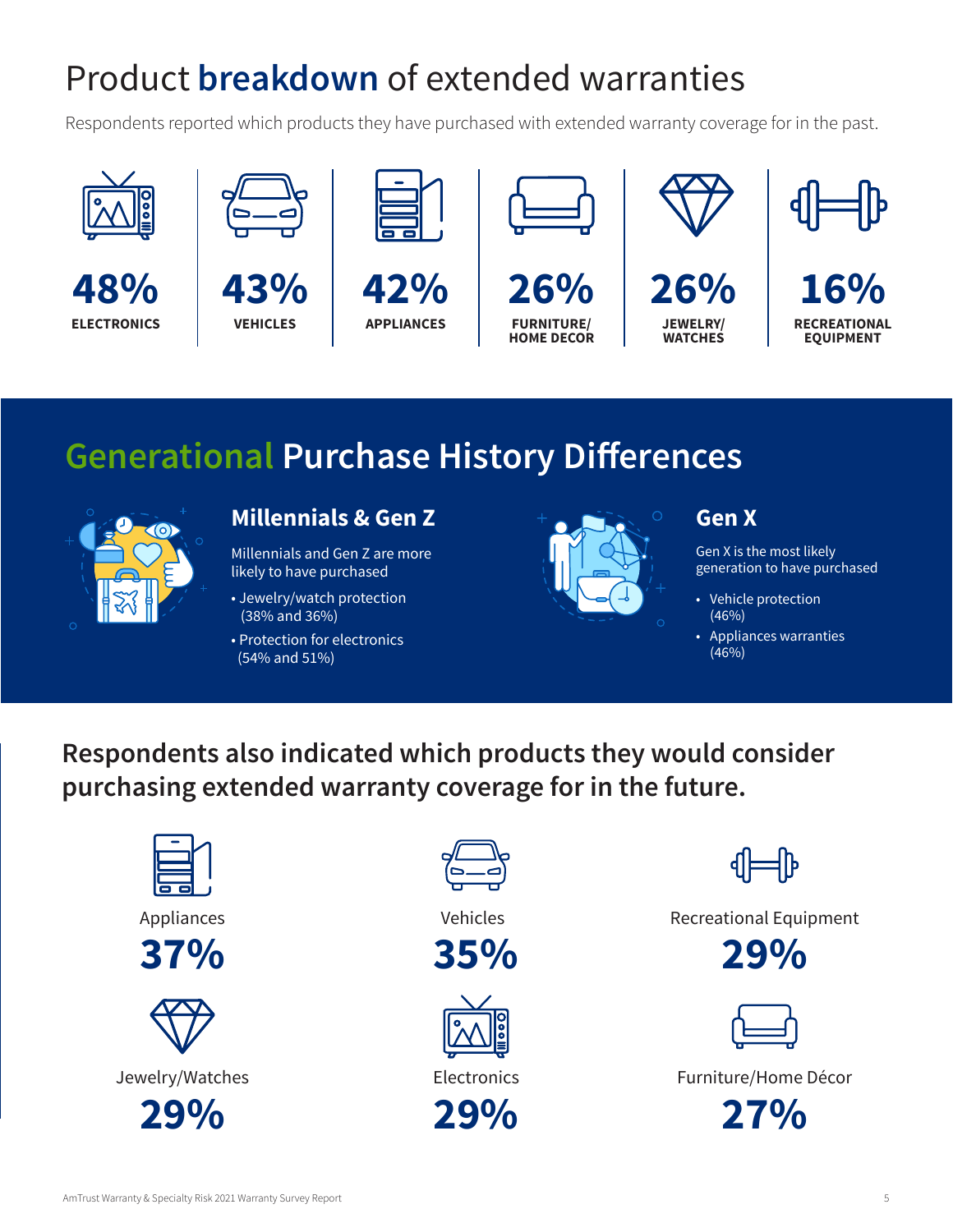# Product **breakdown** of extended warranties

Respondents reported which products they have purchased with extended warranty coverage for in the past.

| 48% | 43% | 42% | 26% | 26% | 16% |
|---|---|---|---|---|---|
| ELECTRONICS | VEHICLES | APPLIANCES | FURNITURE/ HOME DECOR | JEWELRY/ WATCHES | RECREATIONAL EQUIPMENT |

## Generational Purchase History Differences

### Millennials & Gen Z

Millennials and Gen Z are more likely to have purchased

- Jewelry/watch protection (38% and 36%)
- Protection for electronics (54% and 51%)

### Gen X

Gen X is the most likely generation to have purchased

- Vehicle protection (46%)
- Appliances warranties (46%)

## Respondents also indicated which products they would consider purchasing extended warranty coverage for in the future.

Appliances
**37%**

Vehicles
**35%**

Recreational Equipment
**29%**

Jewelry/Watches
**29%**

Electronics
**29%**

Furniture/Home Décor
**27%**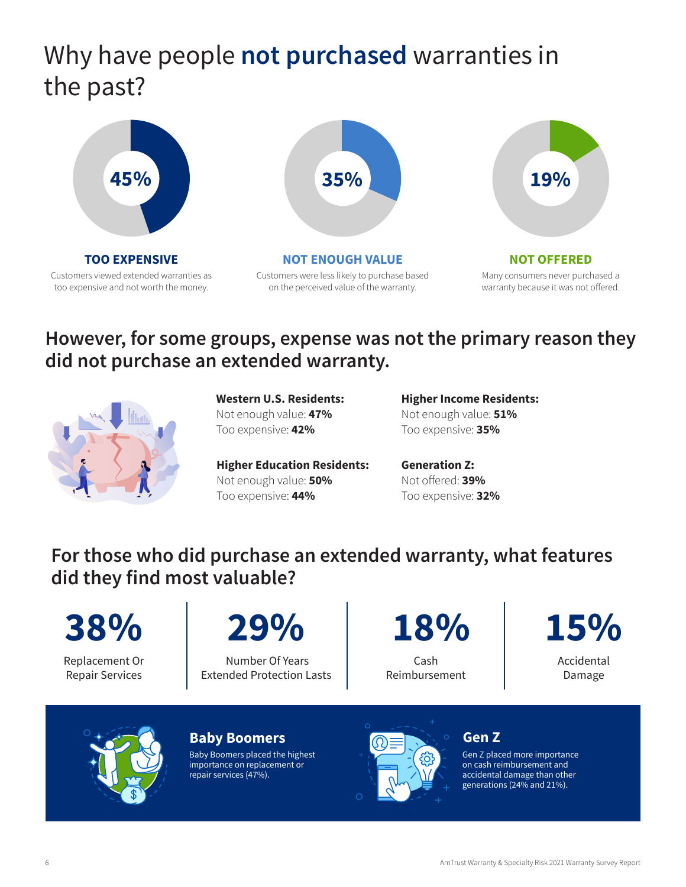# Why have people **not purchased** warranties in the past?

**45%**

### TOO EXPENSIVE

Customers viewed extended warranties as too expensive and not worth the money.

**35%**

### NOT ENOUGH VALUE

Customers were less likely to purchase based on the perceived value of the warranty.

**19%**

### NOT OFFERED

Many consumers never purchased a warranty because it was not offered.

## However, for some groups, expense was not the primary reason they did not purchase an extended warranty.

**Western U.S. Residents:**
Not enough value: **47%**
Too expensive: **42%**

**Higher Income Residents:**
Not enough value: **51%**
Too expensive: **35%**

**Higher Education Residents:**
Not enough value: **50%**
Too expensive: **44%**

**Generation Z:**
Not offered: **39%**
Too expensive: **32%**

## For those who did purchase an extended warranty, what features did they find most valuable?

**38%**
Replacement Or Repair Services

**29%**
Number Of Years Extended Protection Lasts

**18%**
Cash Reimbursement

**15%**
Accidental Damage

### Baby Boomers

Baby Boomers placed the highest importance on replacement or repair services (47%).

### Gen Z

Gen Z placed more importance on cash reimbursement and accidental damage than other generations (24% and 21%).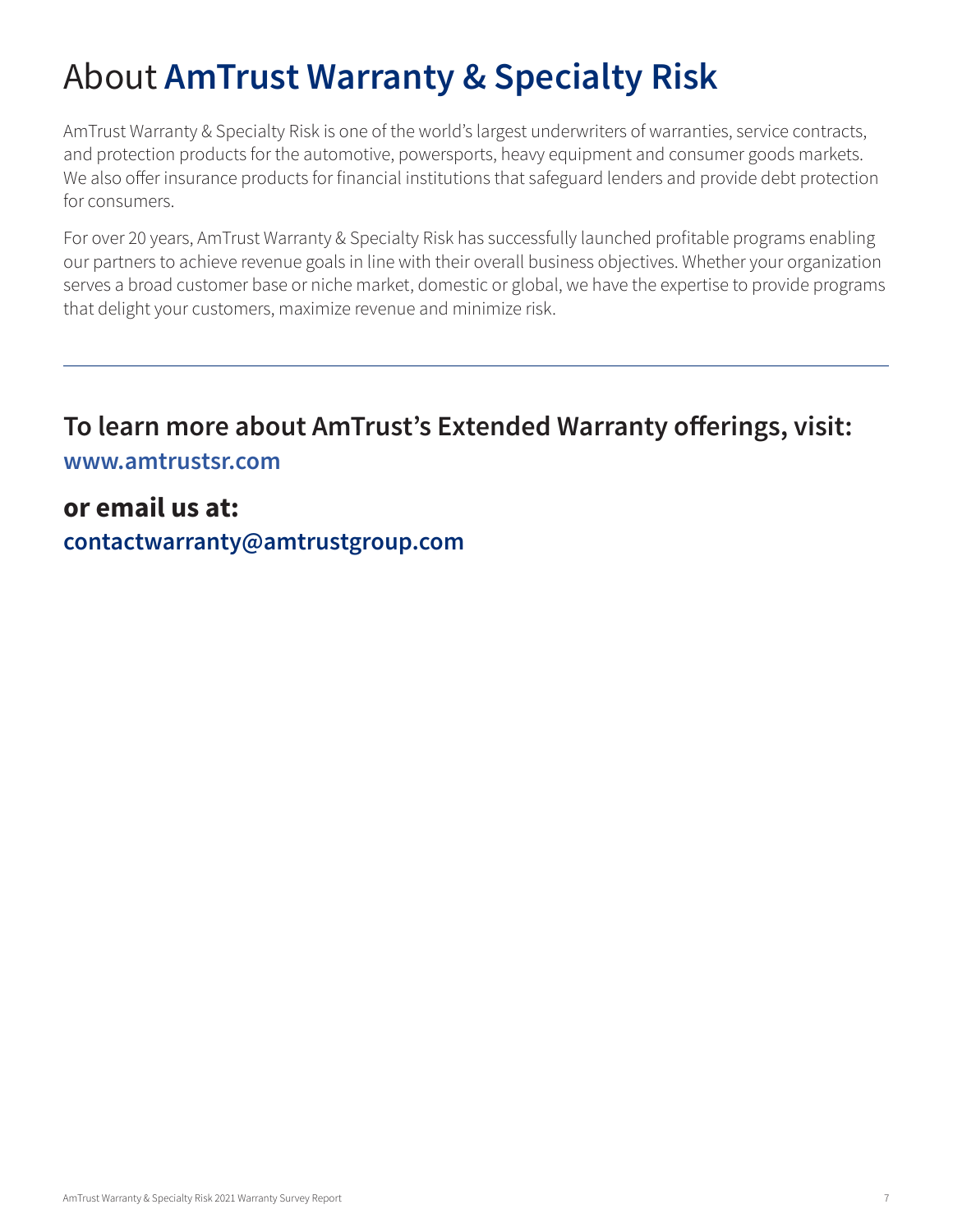# About AmTrust Warranty & Specialty Risk

AmTrust Warranty & Specialty Risk is one of the world's largest underwriters of warranties, service contracts, and protection products for the automotive, powersports, heavy equipment and consumer goods markets. We also offer insurance products for financial institutions that safeguard lenders and provide debt protection for consumers.

For over 20 years, AmTrust Warranty & Specialty Risk has successfully launched profitable programs enabling our partners to achieve revenue goals in line with their overall business objectives. Whether your organization serves a broad customer base or niche market, domestic or global, we have the expertise to provide programs that delight your customers, maximize revenue and minimize risk.

---

## To learn more about AmTrust's Extended Warranty offerings, visit:

**www.amtrustsr.com**

## or email us at:

**contactwarranty@amtrustgroup.com**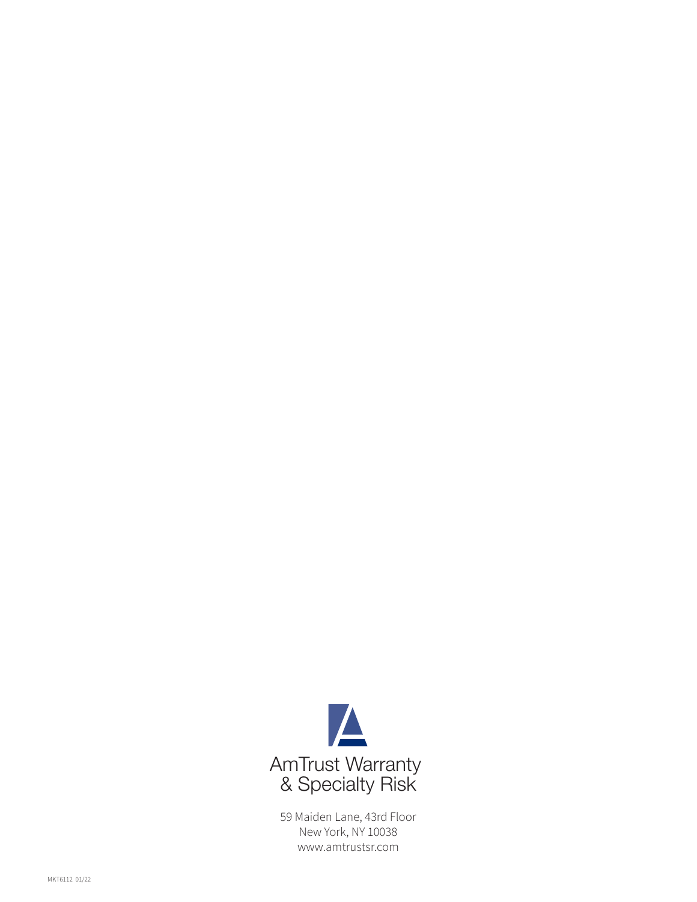AmTrust Warranty
& Specialty Risk

59 Maiden Lane, 43rd Floor
New York, NY 10038
www.amtrustsr.com

MKT6112 01/22